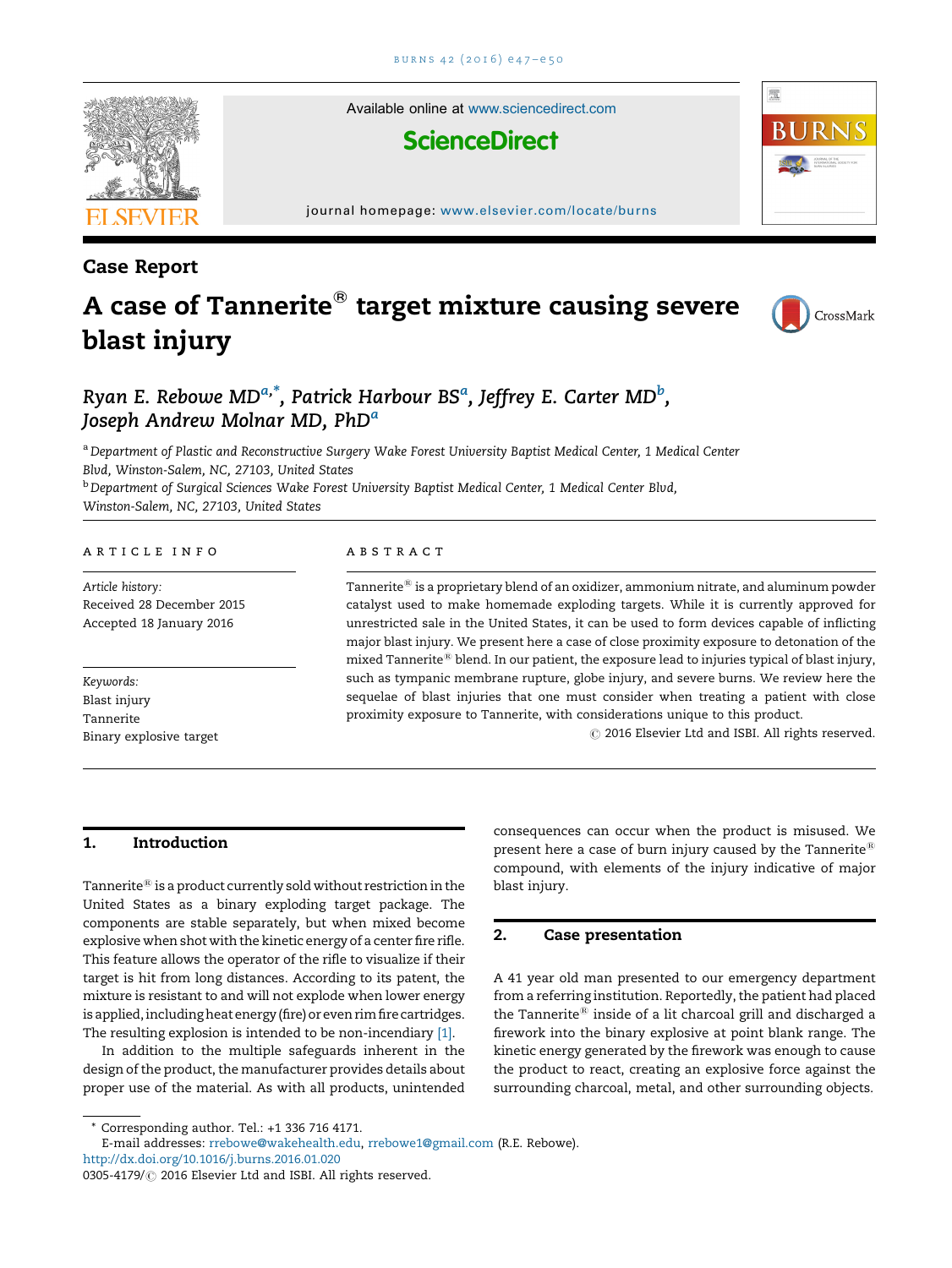Case Report

# A case of Tannerite® target mixture causing severe blast injury

Ryan E. Rebowe MD[a,*], Patrick Harbour BS[a], Jeffrey E. Carter MD[b], Joseph Andrew Molnar MD, PhD[a]

[a] Department of Plastic and Reconstructive Surgery Wake Forest University Baptist Medical Center, 1 Medical Center Blvd, Winston-Salem, NC, 27103, United States

[b] Department of Surgical Sciences Wake Forest University Baptist Medical Center, 1 Medical Center Blvd, Winston-Salem, NC, 27103, United States

## ARTICLE INFO

*Article history:*
Received 28 December 2015
Accepted 18 January 2016

*Keywords:*
Blast injury
Tannerite
Binary explosive target

## ABSTRACT

Tannerite® is a proprietary blend of an oxidizer, ammonium nitrate, and aluminum powder catalyst used to make homemade exploding targets. While it is currently approved for unrestricted sale in the United States, it can be used to form devices capable of inflicting major blast injury. We present here a case of close proximity exposure to detonation of the mixed Tannerite® blend. In our patient, the exposure lead to injuries typical of blast injury, such as tympanic membrane rupture, globe injury, and severe burns. We review here the sequelae of blast injuries that one must consider when treating a patient with close proximity exposure to Tannerite, with considerations unique to this product.

© 2016 Elsevier Ltd and ISBI. All rights reserved.

## 1. Introduction

Tannerite® is a product currently sold without restriction in the United States as a binary exploding target package. The components are stable separately, but when mixed become explosive when shot with the kinetic energy of a center fire rifle. This feature allows the operator of the rifle to visualize if their target is hit from long distances. According to its patent, the mixture is resistant to and will not explode when lower energy is applied, including heat energy (fire) or even rim fire cartridges. The resulting explosion is intended to be non-incendiary [1].

In addition to the multiple safeguards inherent in the design of the product, the manufacturer provides details about proper use of the material. As with all products, unintended consequences can occur when the product is misused. We present here a case of burn injury caused by the Tannerite® compound, with elements of the injury indicative of major blast injury.

## 2. Case presentation

A 41 year old man presented to our emergency department from a referring institution. Reportedly, the patient had placed the Tannerite® inside of a lit charcoal grill and discharged a firework into the binary explosive at point blank range. The kinetic energy generated by the firework was enough to cause the product to react, creating an explosive force against the surrounding charcoal, metal, and other surrounding objects.

* Corresponding author. Tel.: +1 336 716 4171.
E-mail addresses: rrebowe@wakehealth.edu, rrebowe1@gmail.com (R.E. Rebowe).
http://dx.doi.org/10.1016/j.burns.2016.01.020
0305-4179/© 2016 Elsevier Ltd and ISBI. All rights reserved.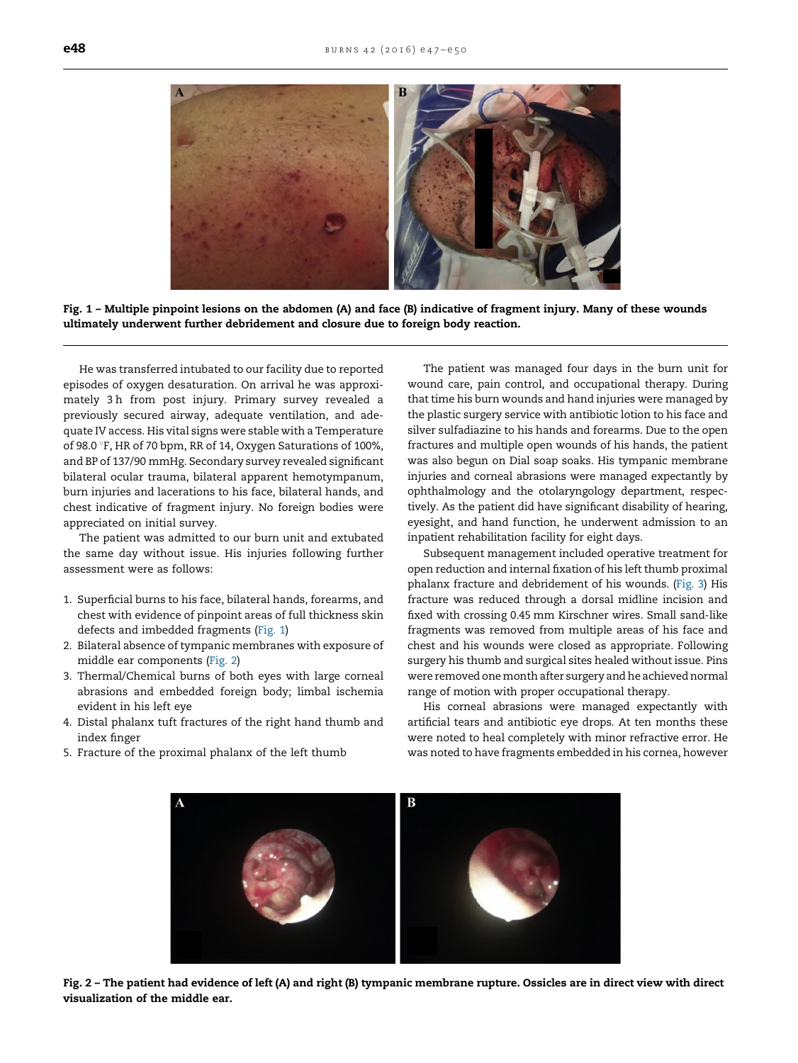Fig. 1 – Multiple pinpoint lesions on the abdomen (A) and face (B) indicative of fragment injury. Many of these wounds ultimately underwent further debridement and closure due to foreign body reaction.

He was transferred intubated to our facility due to reported episodes of oxygen desaturation. On arrival he was approximately 3 h from post injury. Primary survey revealed a previously secured airway, adequate ventilation, and adequate IV access. His vital signs were stable with a Temperature of 98.0 °F, HR of 70 bpm, RR of 14, Oxygen Saturations of 100%, and BP of 137/90 mmHg. Secondary survey revealed significant bilateral ocular trauma, bilateral apparent hemotympanum, burn injuries and lacerations to his face, bilateral hands, and chest indicative of fragment injury. No foreign bodies were appreciated on initial survey.

The patient was admitted to our burn unit and extubated the same day without issue. His injuries following further assessment were as follows:

1. Superficial burns to his face, bilateral hands, forearms, and chest with evidence of pinpoint areas of full thickness skin defects and imbedded fragments (Fig. 1)
2. Bilateral absence of tympanic membranes with exposure of middle ear components (Fig. 2)
3. Thermal/Chemical burns of both eyes with large corneal abrasions and embedded foreign body; limbal ischemia evident in his left eye
4. Distal phalanx tuft fractures of the right hand thumb and index finger
5. Fracture of the proximal phalanx of the left thumb

The patient was managed four days in the burn unit for wound care, pain control, and occupational therapy. During that time his burn wounds and hand injuries were managed by the plastic surgery service with antibiotic lotion to his face and silver sulfadiazine to his hands and forearms. Due to the open fractures and multiple open wounds of his hands, the patient was also begun on Dial soap soaks. His tympanic membrane injuries and corneal abrasions were managed expectantly by ophthalmology and the otolaryngology department, respectively. As the patient did have significant disability of hearing, eyesight, and hand function, he underwent admission to an inpatient rehabilitation facility for eight days.

Subsequent management included operative treatment for open reduction and internal fixation of his left thumb proximal phalanx fracture and debridement of his wounds. (Fig. 3) His fracture was reduced through a dorsal midline incision and fixed with crossing 0.45 mm Kirschner wires. Small sand-like fragments was removed from multiple areas of his face and chest and his wounds were closed as appropriate. Following surgery his thumb and surgical sites healed without issue. Pins were removed one month after surgery and he achieved normal range of motion with proper occupational therapy.

His corneal abrasions were managed expectantly with artificial tears and antibiotic eye drops. At ten months these were noted to heal completely with minor refractive error. He was noted to have fragments embedded in his cornea, however

Fig. 2 – The patient had evidence of left (A) and right (B) tympanic membrane rupture. Ossicles are in direct view with direct visualization of the middle ear.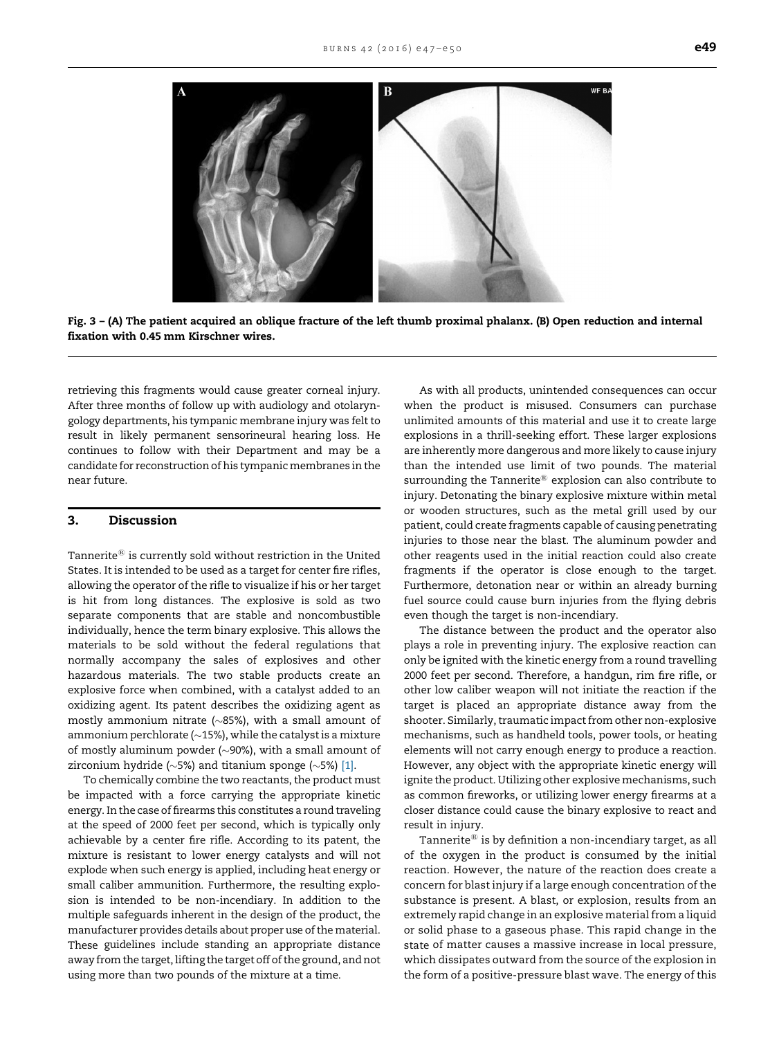Fig. 3 – (A) The patient acquired an oblique fracture of the left thumb proximal phalanx. (B) Open reduction and internal fixation with 0.45 mm Kirschner wires.

retrieving this fragments would cause greater corneal injury. After three months of follow up with audiology and otolaryngology departments, his tympanic membrane injury was felt to result in likely permanent sensorineural hearing loss. He continues to follow with their Department and may be a candidate for reconstruction of his tympanic membranes in the near future.

## 3. Discussion

Tannerite® is currently sold without restriction in the United States. It is intended to be used as a target for center fire rifles, allowing the operator of the rifle to visualize if his or her target is hit from long distances. The explosive is sold as two separate components that are stable and noncombustible individually, hence the term binary explosive. This allows the materials to be sold without the federal regulations that normally accompany the sales of explosives and other hazardous materials. The two stable products create an explosive force when combined, with a catalyst added to an oxidizing agent. Its patent describes the oxidizing agent as mostly ammonium nitrate (~85%), with a small amount of ammonium perchlorate (~15%), while the catalyst is a mixture of mostly aluminum powder (~90%), with a small amount of zirconium hydride (~5%) and titanium sponge (~5%) [1].

To chemically combine the two reactants, the product must be impacted with a force carrying the appropriate kinetic energy. In the case of firearms this constitutes a round traveling at the speed of 2000 feet per second, which is typically only achievable by a center fire rifle. According to its patent, the mixture is resistant to lower energy catalysts and will not explode when such energy is applied, including heat energy or small caliber ammunition. Furthermore, the resulting explosion is intended to be non-incendiary. In addition to the multiple safeguards inherent in the design of the product, the manufacturer provides details about proper use of the material. These guidelines include standing an appropriate distance away from the target, lifting the target off of the ground, and not using more than two pounds of the mixture at a time.

As with all products, unintended consequences can occur when the product is misused. Consumers can purchase unlimited amounts of this material and use it to create large explosions in a thrill-seeking effort. These larger explosions are inherently more dangerous and more likely to cause injury than the intended use limit of two pounds. The material surrounding the Tannerite® explosion can also contribute to injury. Detonating the binary explosive mixture within metal or wooden structures, such as the metal grill used by our patient, could create fragments capable of causing penetrating injuries to those near the blast. The aluminum powder and other reagents used in the initial reaction could also create fragments if the operator is close enough to the target. Furthermore, detonation near or within an already burning fuel source could cause burn injuries from the flying debris even though the target is non-incendiary.

The distance between the product and the operator also plays a role in preventing injury. The explosive reaction can only be ignited with the kinetic energy from a round travelling 2000 feet per second. Therefore, a handgun, rim fire rifle, or other low caliber weapon will not initiate the reaction if the target is placed an appropriate distance away from the shooter. Similarly, traumatic impact from other non-explosive mechanisms, such as handheld tools, power tools, or heating elements will not carry enough energy to produce a reaction. However, any object with the appropriate kinetic energy will ignite the product. Utilizing other explosive mechanisms, such as common fireworks, or utilizing lower energy firearms at a closer distance could cause the binary explosive to react and result in injury.

Tannerite® is by definition a non-incendiary target, as all of the oxygen in the product is consumed by the initial reaction. However, the nature of the reaction does create a concern for blast injury if a large enough concentration of the substance is present. A blast, or explosion, results from an extremely rapid change in an explosive material from a liquid or solid phase to a gaseous phase. This rapid change in the state of matter causes a massive increase in local pressure, which dissipates outward from the source of the explosion in the form of a positive-pressure blast wave. The energy of this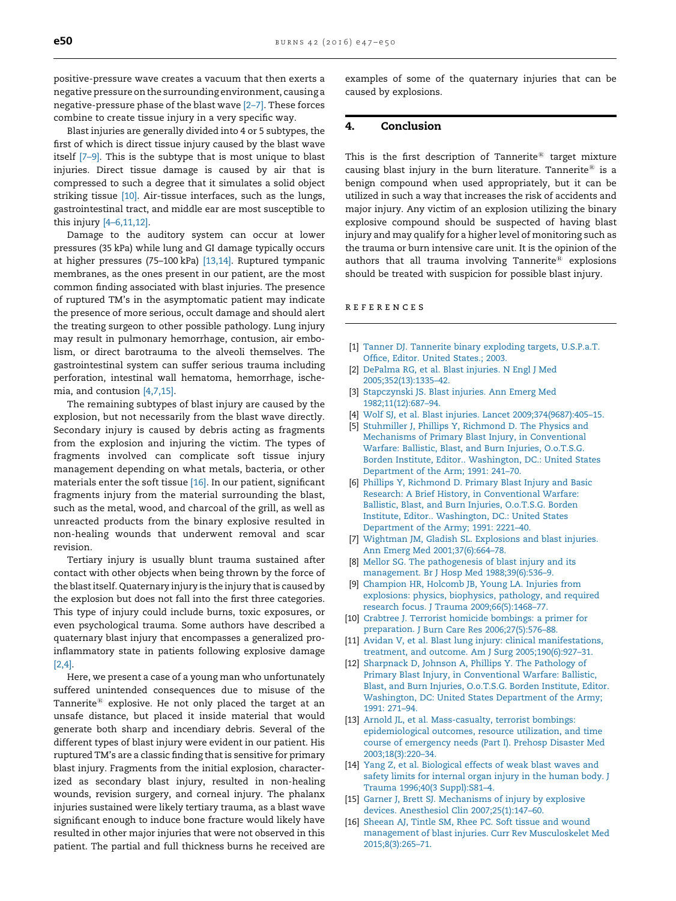positive-pressure wave creates a vacuum that then exerts a negative pressure on the surrounding environment, causing a negative-pressure phase of the blast wave [2–7]. These forces combine to create tissue injury in a very specific way.

Blast injuries are generally divided into 4 or 5 subtypes, the first of which is direct tissue injury caused by the blast wave itself [7–9]. This is the subtype that is most unique to blast injuries. Direct tissue damage is caused by air that is compressed to such a degree that it simulates a solid object striking tissue [10]. Air-tissue interfaces, such as the lungs, gastrointestinal tract, and middle ear are most susceptible to this injury [4–6,11,12].

Damage to the auditory system can occur at lower pressures (35 kPa) while lung and GI damage typically occurs at higher pressures (75–100 kPa) [13,14]. Ruptured tympanic membranes, as the ones present in our patient, are the most common finding associated with blast injuries. The presence of ruptured TM's in the asymptomatic patient may indicate the presence of more serious, occult damage and should alert the treating surgeon to other possible pathology. Lung injury may result in pulmonary hemorrhage, contusion, air embolism, or direct barotrauma to the alveoli themselves. The gastrointestinal system can suffer serious trauma including perforation, intestinal wall hematoma, hemorrhage, ischemia, and contusion [4,7,15].

The remaining subtypes of blast injury are caused by the explosion, but not necessarily from the blast wave directly. Secondary injury is caused by debris acting as fragments from the explosion and injuring the victim. The types of fragments involved can complicate soft tissue injury management depending on what metals, bacteria, or other materials enter the soft tissue [16]. In our patient, significant fragments injury from the material surrounding the blast, such as the metal, wood, and charcoal of the grill, as well as unreacted products from the binary explosive resulted in non-healing wounds that underwent removal and scar revision.

Tertiary injury is usually blunt trauma sustained after contact with other objects when being thrown by the force of the blast itself. Quaternary injury is the injury that is caused by the explosion but does not fall into the first three categories. This type of injury could include burns, toxic exposures, or even psychological trauma. Some authors have described a quaternary blast injury that encompasses a generalized pro-inflammatory state in patients following explosive damage [2,4].

Here, we present a case of a young man who unfortunately suffered unintended consequences due to misuse of the Tannerite® explosive. He not only placed the target at an unsafe distance, but placed it inside material that would generate both sharp and incendiary debris. Several of the different types of blast injury were evident in our patient. His ruptured TM's are a classic finding that is sensitive for primary blast injury. Fragments from the initial explosion, characterized as secondary blast injury, resulted in non-healing wounds, revision surgery, and corneal injury. The phalanx injuries sustained were likely tertiary trauma, as a blast wave significant enough to induce bone fracture would likely have resulted in other major injuries that were not observed in this patient. The partial and full thickness burns he received are examples of some of the quaternary injuries that can be caused by explosions.

## 4. Conclusion

This is the first description of Tannerite® target mixture causing blast injury in the burn literature. Tannerite® is a benign compound when used appropriately, but it can be utilized in such a way that increases the risk of accidents and major injury. Any victim of an explosion utilizing the binary explosive compound should be suspected of having blast injury and may qualify for a higher level of monitoring such as the trauma or burn intensive care unit. It is the opinion of the authors that all trauma involving Tannerite® explosions should be treated with suspicion for possible blast injury.

## REFERENCES

[1] Tanner DJ. Tannerite binary exploding targets, U.S.P.a.T. Office, Editor. United States.; 2003.

[2] DePalma RG, et al. Blast injuries. N Engl J Med 2005;352(13):1335–42.

[3] Stapczynski JS. Blast injuries. Ann Emerg Med 1982;11(12):687–94.

[4] Wolf SJ, et al. Blast injuries. Lancet 2009;374(9687):405–15.

[5] Stuhmiller J, Phillips Y, Richmond D. The Physics and Mechanisms of Primary Blast Injury, in Conventional Warfare: Ballistic, Blast, and Burn Injuries, O.o.T.S.G. Borden Institute, Editor.. Washington, DC.: United States Department of the Arm; 1991: 241–70.

[6] Phillips Y, Richmond D. Primary Blast Injury and Basic Research: A Brief History, in Conventional Warfare: Ballistic, Blast, and Burn Injuries, O.o.T.S.G. Borden Institute, Editor.. Washington, DC.: United States Department of the Army; 1991: 2221–40.

[7] Wightman JM, Gladish SL. Explosions and blast injuries. Ann Emerg Med 2001;37(6):664–78.

[8] Mellor SG. The pathogenesis of blast injury and its management. Br J Hosp Med 1988;39(6):536–9.

[9] Champion HR, Holcomb JB, Young LA. Injuries from explosions: physics, biophysics, pathology, and required research focus. J Trauma 2009;66(5):1468–77.

[10] Crabtree J. Terrorist homicide bombings: a primer for preparation. J Burn Care Res 2006;27(5):576–88.

[11] Avidan V, et al. Blast lung injury: clinical manifestations, treatment, and outcome. Am J Surg 2005;190(6):927–31.

[12] Sharpnack D, Johnson A, Phillips Y. The Pathology of Primary Blast Injury, in Conventional Warfare: Ballistic, Blast, and Burn Injuries, O.o.T.S.G. Borden Institute, Editor. Washington, DC: United States Department of the Army; 1991: 271–94.

[13] Arnold JL, et al. Mass-casualty, terrorist bombings: epidemiological outcomes, resource utilization, and time course of emergency needs (Part I). Prehosp Disaster Med 2003;18(3):220–34.

[14] Yang Z, et al. Biological effects of weak blast waves and safety limits for internal organ injury in the human body. J Trauma 1996;40(3 Suppl):S81–4.

[15] Garner J, Brett SJ. Mechanisms of injury by explosive devices. Anesthesiol Clin 2007;25(1):147–60.

[16] Sheean AJ, Tintle SM, Rhee PC. Soft tissue and wound management of blast injuries. Curr Rev Musculoskelet Med 2015;8(3):265–71.